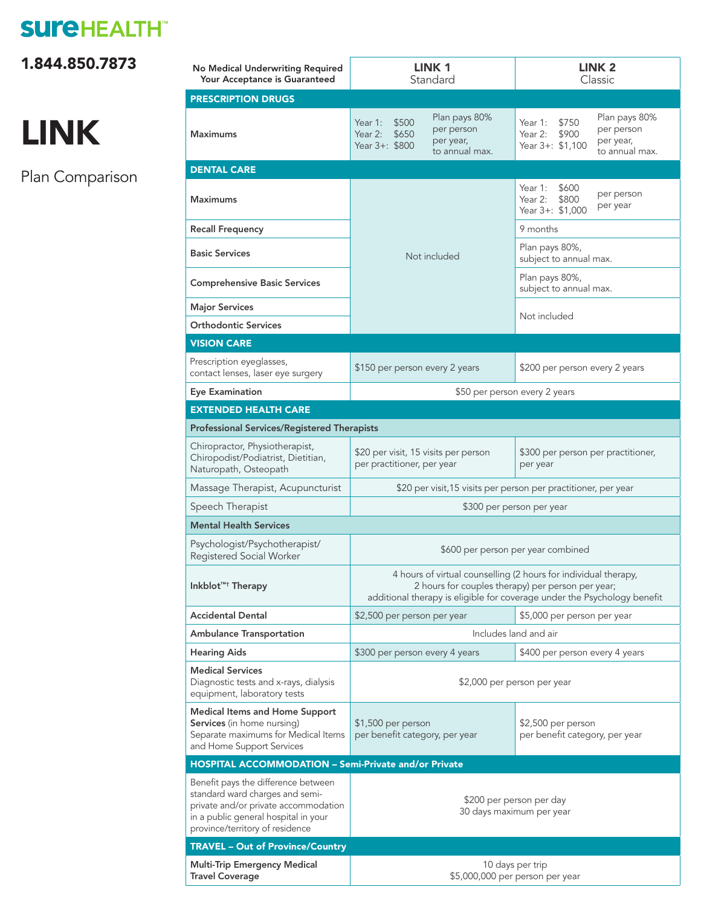**sureHEALTH**™

**1.844.850.7873**

# LINK

Plan Comparison

| No Medical Underwriting Required<br>Your Acceptance is Guaranteed | LINK 1<br>Standard | LINK 2<br>Classic |
|---|---|---|
| **PRESCRIPTION DRUGS** | | |
| **Maximums** | Year 1: $500<br>Year 2: $650<br>Year 3+: $800<br>Plan pays 80% per person per year, to annual max. | Year 1: $750<br>Year 2: $900<br>Year 3+: $1,100<br>Plan pays 80% per person per year, to annual max. |
| **DENTAL CARE** | | |
| **Maximums** | Not included | Year 1: $600<br>Year 2: $800<br>Year 3+: $1,000<br>per person per year |
| **Recall Frequency** | Not included | 9 months |
| **Basic Services** | Not included | Plan pays 80%, subject to annual max. |
| **Comprehensive Basic Services** | Not included | Plan pays 80%, subject to annual max. |
| **Major Services** | Not included | Not included |
| **Orthodontic Services** | Not included | Not included |
| **VISION CARE** | | |
| Prescription eyeglasses, contact lenses, laser eye surgery | $150 per person every 2 years | $200 per person every 2 years |
| **Eye Examination** | $50 per person every 2 years | $50 per person every 2 years |
| **EXTENDED HEALTH CARE** | | |
| **Professional Services/Registered Therapists** | | |
| Chiropractor, Physiotherapist, Chiropodist/Podiatrist, Dietitian, Naturopath, Osteopath | $20 per visit, 15 visits per person per practitioner, per year | $300 per person per practitioner, per year |
| Massage Therapist, Acupuncturist | $20 per visit,15 visits per person per practitioner, per year | $20 per visit,15 visits per person per practitioner, per year |
| Speech Therapist | $300 per person per year | $300 per person per year |
| **Mental Health Services** | | |
| Psychologist/Psychotherapist/ Registered Social Worker | $600 per person per year combined | $600 per person per year combined |
| **Inkblot™† Therapy** | 4 hours of virtual counselling (2 hours for individual therapy, 2 hours for couples therapy) per person per year; additional therapy is eligible for coverage under the Psychology benefit | 4 hours of virtual counselling (2 hours for individual therapy, 2 hours for couples therapy) per person per year; additional therapy is eligible for coverage under the Psychology benefit |
| **Accidental Dental** | $2,500 per person per year | $5,000 per person per year |
| **Ambulance Transportation** | Includes land and air | Includes land and air |
| **Hearing Aids** | $300 per person every 4 years | $400 per person every 4 years |
| **Medical Services**<br>Diagnostic tests and x-rays, dialysis equipment, laboratory tests | $2,000 per person per year | $2,000 per person per year |
| **Medical Items and Home Support Services** (in home nursing)<br>Separate maximums for Medical Items and Home Support Services | $1,500 per person per benefit category, per year | $2,500 per person per benefit category, per year |
| **HOSPITAL ACCOMMODATION – Semi-Private and/or Private** | | |
| Benefit pays the difference between standard ward charges and semi-private and/or private accommodation in a public general hospital in your province/territory of residence | $200 per person per day<br>30 days maximum per year | $200 per person per day<br>30 days maximum per year |
| **TRAVEL – Out of Province/Country** | | |
| **Multi-Trip Emergency Medical Travel Coverage** | 10 days per trip<br>$5,000,000 per person per year | 10 days per trip<br>$5,000,000 per person per year |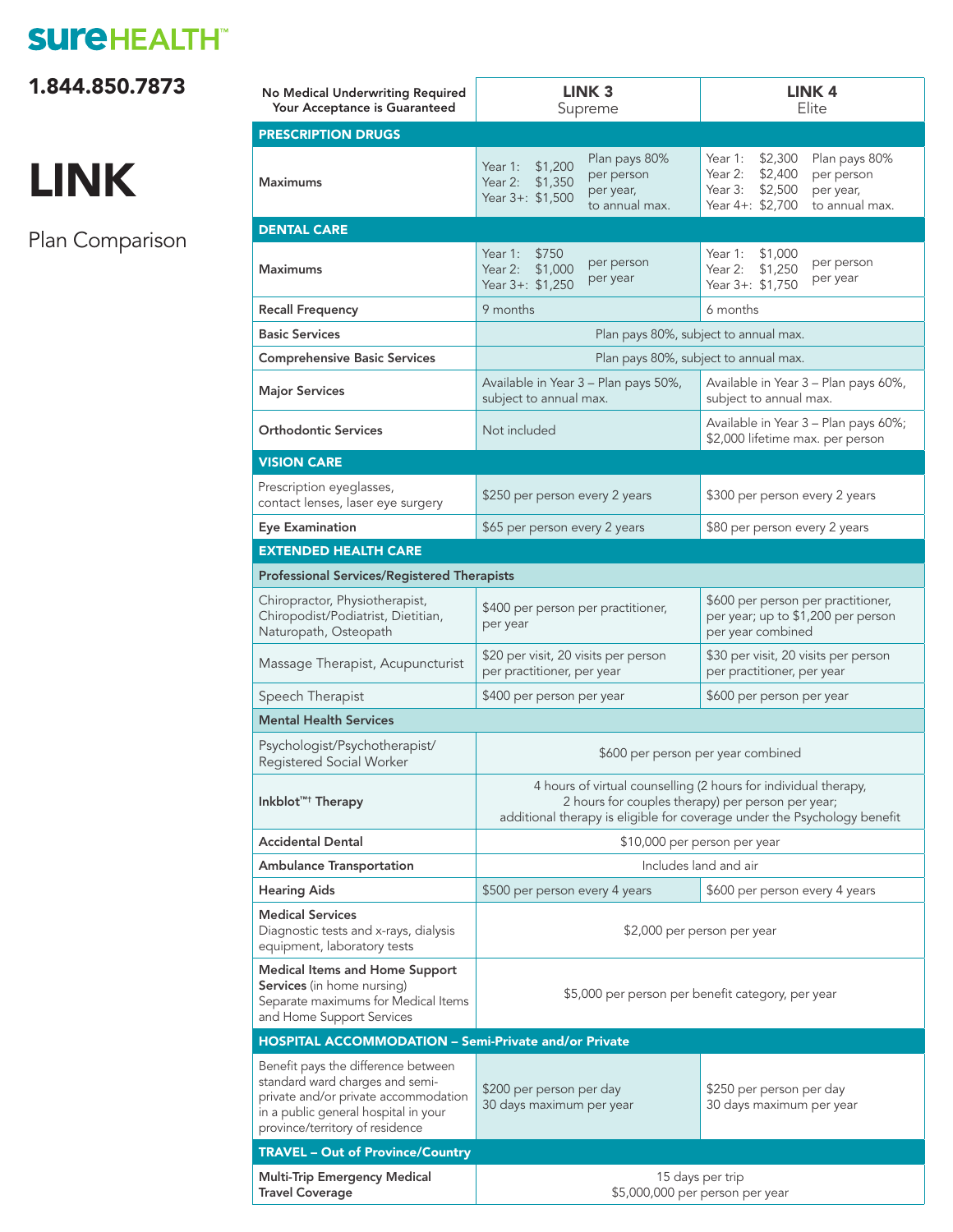# sureHEALTH™

**1.844.850.7873**

# LINK

Plan Comparison

| No Medical Underwriting Required Your Acceptance is Guaranteed | LINK 3 Supreme | LINK 4 Elite |
|---|---|---|
| **PRESCRIPTION DRUGS** | | |
| **Maximums** | Year 1: $1,200 Year 2: $1,350 Year 3+: $1,500 — Plan pays 80% per person per year, to annual max. | Year 1: $2,300 Year 2: $2,400 Year 3: $2,500 Year 4+: $2,700 — Plan pays 80% per person per year, to annual max. |
| **DENTAL CARE** | | |
| **Maximums** | Year 1: $750 Year 2: $1,000 Year 3+: $1,250 — per person per year | Year 1: $1,000 Year 2: $1,250 Year 3+: $1,750 — per person per year |
| **Recall Frequency** | 9 months | 6 months |
| **Basic Services** | Plan pays 80%, subject to annual max. | Plan pays 80%, subject to annual max. |
| **Comprehensive Basic Services** | Plan pays 80%, subject to annual max. | Plan pays 80%, subject to annual max. |
| **Major Services** | Available in Year 3 – Plan pays 50%, subject to annual max. | Available in Year 3 – Plan pays 60%, subject to annual max. |
| **Orthodontic Services** | Not included | Available in Year 3 – Plan pays 60%; $2,000 lifetime max. per person |
| **VISION CARE** | | |
| Prescription eyeglasses, contact lenses, laser eye surgery | $250 per person every 2 years | $300 per person every 2 years |
| **Eye Examination** | $65 per person every 2 years | $80 per person every 2 years |
| **EXTENDED HEALTH CARE** | | |
| **Professional Services/Registered Therapists** | | |
| Chiropractor, Physiotherapist, Chiropodist/Podiatrist, Dietitian, Naturopath, Osteopath | $400 per person per practitioner, per year | $600 per person per practitioner, per year; up to $1,200 per person per year combined |
| Massage Therapist, Acupuncturist | $20 per visit, 20 visits per person per practitioner, per year | $30 per visit, 20 visits per person per practitioner, per year |
| Speech Therapist | $400 per person per year | $600 per person per year |
| **Mental Health Services** | | |
| Psychologist/Psychotherapist/ Registered Social Worker | $600 per person per year combined | $600 per person per year combined |
| **Inkblot™† Therapy** | 4 hours of virtual counselling (2 hours for individual therapy, 2 hours for couples therapy) per person per year; additional therapy is eligible for coverage under the Psychology benefit | 4 hours of virtual counselling (2 hours for individual therapy, 2 hours for couples therapy) per person per year; additional therapy is eligible for coverage under the Psychology benefit |
| **Accidental Dental** | $10,000 per person per year | $10,000 per person per year |
| **Ambulance Transportation** | Includes land and air | Includes land and air |
| **Hearing Aids** | $500 per person every 4 years | $600 per person every 4 years |
| **Medical Services** Diagnostic tests and x-rays, dialysis equipment, laboratory tests | $2,000 per person per year | $2,000 per person per year |
| **Medical Items and Home Support Services** (in home nursing) Separate maximums for Medical Items and Home Support Services | $5,000 per person per benefit category, per year | $5,000 per person per benefit category, per year |
| **HOSPITAL ACCOMMODATION – Semi-Private and/or Private** | | |
| Benefit pays the difference between standard ward charges and semi-private and/or private accommodation in a public general hospital in your province/territory of residence | $200 per person per day 30 days maximum per year | $250 per person per day 30 days maximum per year |
| **TRAVEL – Out of Province/Country** | | |
| **Multi-Trip Emergency Medical Travel Coverage** | 15 days per trip $5,000,000 per person per year | 15 days per trip $5,000,000 per person per year |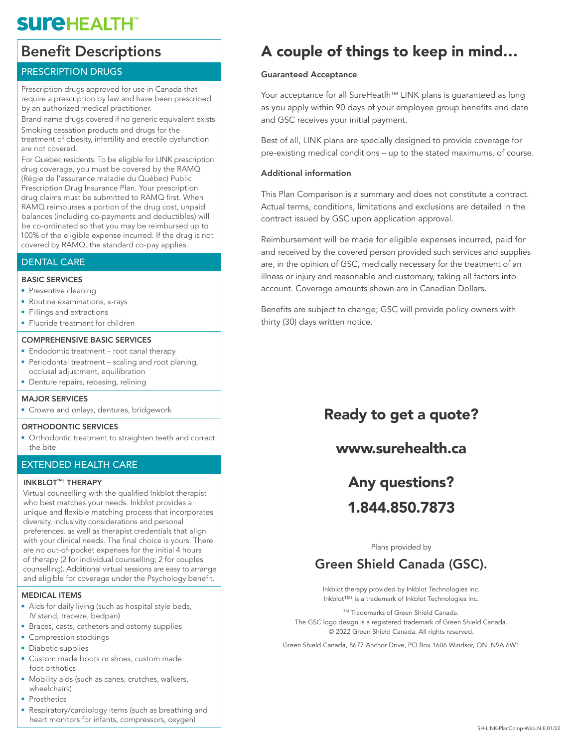# sureHEALTH™

## Benefit Descriptions

### PRESCRIPTION DRUGS

Prescription drugs approved for use in Canada that require a prescription by law and have been prescribed by an authorized medical practitioner.

Brand name drugs covered if no generic equivalent exists.

Smoking cessation products and drugs for the treatment of obesity, infertility and erectile dysfunction are not covered.

For Quebec residents: To be eligible for LINK prescription drug coverage, you must be covered by the RAMQ (Régie de l'assurance maladie du Québec) Public Prescription Drug Insurance Plan. Your prescription drug claims must be submitted to RAMQ first. When RAMQ reimburses a portion of the drug cost, unpaid balances (including co-payments and deductibles) will be co-ordinated so that you may be reimbursed up to 100% of the eligible expense incurred. If the drug is not covered by RAMQ, the standard co-pay applies.

### DENTAL CARE

**BASIC SERVICES**

- Preventive cleaning
- Routine examinations, x-rays
- Fillings and extractions
- Fluoride treatment for children

**COMPREHENSIVE BASIC SERVICES**

- Endodontic treatment – root canal therapy
- Periodontal treatment – scaling and root planing, occlusal adjustment, equilibration
- Denture repairs, rebasing, relining

**MAJOR SERVICES**

- Crowns and onlays, dentures, bridgework

**ORTHODONTIC SERVICES**

- Orthodontic treatment to straighten teeth and correct the bite

### EXTENDED HEALTH CARE

**INKBLOT™† THERAPY**

Virtual counselling with the qualified Inkblot therapist who best matches your needs. Inkblot provides a unique and flexible matching process that incorporates diversity, inclusivity considerations and personal preferences, as well as therapist credentials that align with your clinical needs. The final choice is yours. There are no out-of-pocket expenses for the initial 4 hours of therapy (2 for individual counselling; 2 for couples counselling). Additional virtual sessions are easy to arrange and eligible for coverage under the Psychology benefit.

**MEDICAL ITEMS**

- Aids for daily living (such as hospital style beds, IV stand, trapeze, bedpan)
- Braces, casts, catheters and ostomy supplies
- Compression stockings
- Diabetic supplies
- Custom made boots or shoes, custom made foot orthotics
- Mobility aids (such as canes, crutches, walkers, wheelchairs)
- Prosthetics
- Respiratory/cardiology items (such as breathing and heart monitors for infants, compressors, oxygen)

## A couple of things to keep in mind…

**Guaranteed Acceptance**

Your acceptance for all SureHeatlh™ LINK plans is guaranteed as long as you apply within 90 days of your employee group benefits end date and GSC receives your initial payment.

Best of all, LINK plans are specially designed to provide coverage for pre-existing medical conditions – up to the stated maximums, of course.

**Additional information**

This Plan Comparison is a summary and does not constitute a contract. Actual terms, conditions, limitations and exclusions are detailed in the contract issued by GSC upon application approval.

Reimbursement will be made for eligible expenses incurred, paid for and received by the covered person provided such services and supplies are, in the opinion of GSC, medically necessary for the treatment of an illness or injury and reasonable and customary, taking all factors into account. Coverage amounts shown are in Canadian Dollars.

Benefits are subject to change; GSC will provide policy owners with thirty (30) days written notice.

**Ready to get a quote?**

**www.surehealth.ca**

**Any questions?**

**1.844.850.7873**

Plans provided by

**Green Shield Canada (GSC).**

Inkblot therapy provided by Inkblot Technologies Inc.
Inkblot™† is a trademark of Inkblot Technologies Inc.

™ Trademarks of Green Shield Canada.
The GSC logo design is a registered trademark of Green Shield Canada.
© 2022 Green Shield Canada. All rights reserved.

Green Shield Canada, 8677 Anchor Drive, PO Box 1606 Windsor, ON N9A 6W1

SH-LINK-PlanComp-Web.N.E.01/22